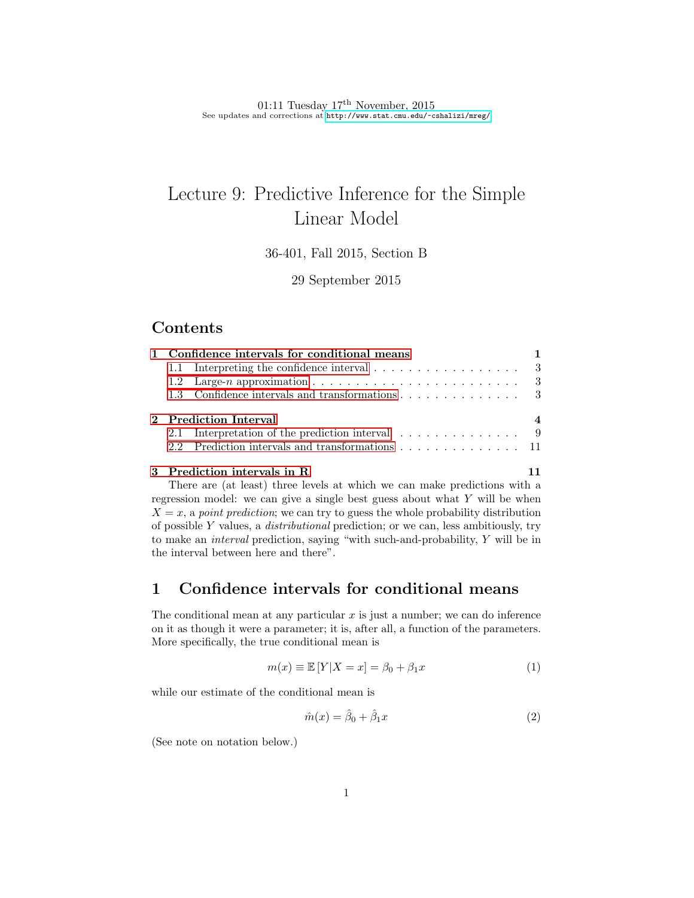01:11 Tuesday 17th November, 2015
See updates and corrections at http://www.stat.cmu.edu/~cshalizi/mreg/

# Lecture 9: Predictive Inference for the Simple Linear Model

36-401, Fall 2015, Section B

29 September 2015

## Contents

**1 Confidence intervals for conditional means** — 1
- 1.1 Interpreting the confidence interval — 3
- 1.2 Large-$n$ approximation — 3
- 1.3 Confidence intervals and transformations — 3

**2 Prediction Interval** — 4
- 2.1 Interpretation of the prediction interval — 9
- 2.2 Prediction intervals and transformations — 11

**3 Prediction intervals in R** — 11

There are (at least) three levels at which we can make predictions with a regression model: we can give a single best guess about what $Y$ will be when $X = x$, a *point prediction*; we can try to guess the whole probability distribution of possible $Y$ values, a *distributional* prediction; or we can, less ambitiously, try to make an *interval* prediction, saying "with such-and-probability, $Y$ will be in the interval between here and there".

## 1 Confidence intervals for conditional means

The conditional mean at any particular $x$ is just a number; we can do inference on it as though it were a parameter; it is, after all, a function of the parameters. More specifically, the true conditional mean is

$$m(x) \equiv \mathbb{E}[Y|X = x] = \beta_0 + \beta_1 x \tag{1}$$

while our estimate of the conditional mean is

$$\hat{m}(x) = \hat{\beta}_0 + \hat{\beta}_1 x \tag{2}$$

(See note on notation below.)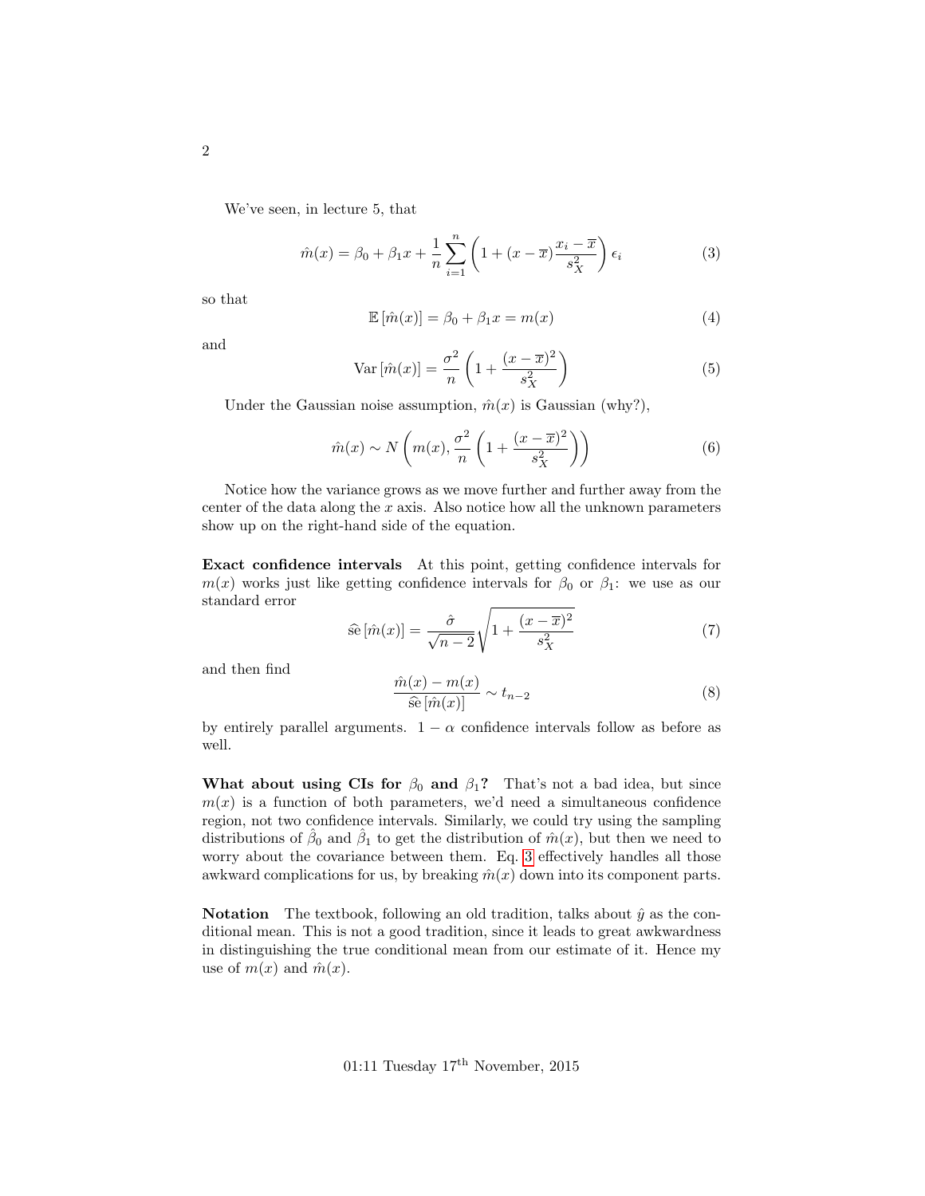We've seen, in lecture 5, that

$$\hat{m}(x) = \beta_0 + \beta_1 x + \frac{1}{n}\sum_{i=1}^{n}\left(1 + (x - \overline{x})\frac{x_i - \overline{x}}{s_X^2}\right)\epsilon_i \tag{3}$$

so that

$$\mathbb{E}\left[\hat{m}(x)\right] = \beta_0 + \beta_1 x = m(x) \tag{4}$$

and

$$\mathrm{Var}\left[\hat{m}(x)\right] = \frac{\sigma^2}{n}\left(1 + \frac{(x - \overline{x})^2}{s_X^2}\right) \tag{5}$$

Under the Gaussian noise assumption, $\hat{m}(x)$ is Gaussian (why?),

$$\hat{m}(x) \sim N\left(m(x), \frac{\sigma^2}{n}\left(1 + \frac{(x - \overline{x})^2}{s_X^2}\right)\right) \tag{6}$$

Notice how the variance grows as we move further and further away from the center of the data along the $x$ axis. Also notice how all the unknown parameters show up on the right-hand side of the equation.

**Exact confidence intervals** At this point, getting confidence intervals for $m(x)$ works just like getting confidence intervals for $\beta_0$ or $\beta_1$: we use as our standard error

$$\widehat{\mathrm{se}}\left[\hat{m}(x)\right] = \frac{\hat{\sigma}}{\sqrt{n-2}}\sqrt{1 + \frac{(x - \overline{x})^2}{s_X^2}} \tag{7}$$

and then find

$$\frac{\hat{m}(x) - m(x)}{\widehat{\mathrm{se}}\left[\hat{m}(x)\right]} \sim t_{n-2} \tag{8}$$

by entirely parallel arguments. $1 - \alpha$ confidence intervals follow as before as well.

**What about using CIs for $\beta_0$ and $\beta_1$?** That's not a bad idea, but since $m(x)$ is a function of both parameters, we'd need a simultaneous confidence region, not two confidence intervals. Similarly, we could try using the sampling distributions of $\hat{\beta}_0$ and $\hat{\beta}_1$ to get the distribution of $\hat{m}(x)$, but then we need to worry about the covariance between them. Eq. 3 effectively handles all those awkward complications for us, by breaking $\hat{m}(x)$ down into its component parts.

**Notation** The textbook, following an old tradition, talks about $\hat{y}$ as the conditional mean. This is not a good tradition, since it leads to great awkwardness in distinguishing the true conditional mean from our estimate of it. Hence my use of $m(x)$ and $\hat{m}(x)$.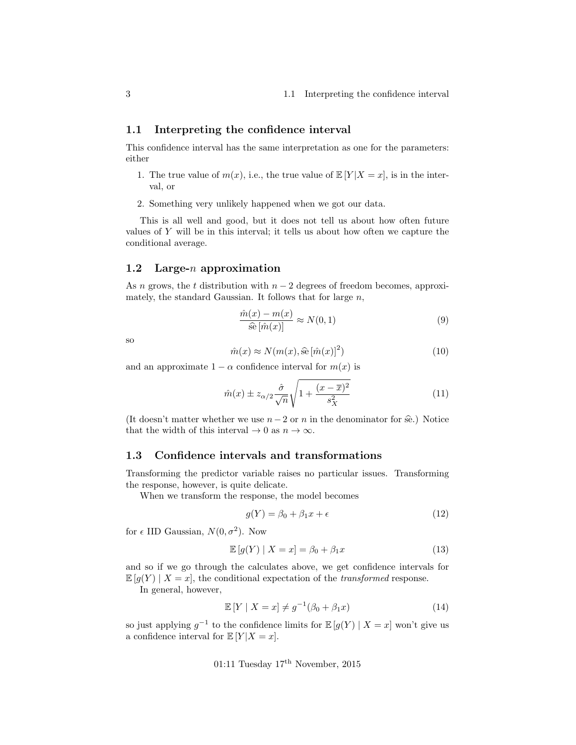## 1.1 Interpreting the confidence interval

This confidence interval has the same interpretation as one for the parameters: either

1. The true value of $m(x)$, i.e., the true value of $\mathbb{E}[Y|X=x]$, is in the interval, or
2. Something very unlikely happened when we got our data.

This is all well and good, but it does not tell us about how often future values of $Y$ will be in this interval; it tells us about how often we capture the conditional average.

## 1.2 Large-$n$ approximation

As $n$ grows, the $t$ distribution with $n-2$ degrees of freedom becomes, approximately, the standard Gaussian. It follows that for large $n$,

$$\frac{\hat{m}(x) - m(x)}{\widehat{\mathrm{se}}[\hat{m}(x)]} \approx N(0,1) \tag{9}$$

so

$$\hat{m}(x) \approx N(m(x), \widehat{\mathrm{se}}[\hat{m}(x)]^2) \tag{10}$$

and an approximate $1-\alpha$ confidence interval for $m(x)$ is

$$\hat{m}(x) \pm z_{\alpha/2}\frac{\hat{\sigma}}{\sqrt{n}}\sqrt{1 + \frac{(x-\overline{x})^2}{s_X^2}} \tag{11}$$

(It doesn't matter whether we use $n-2$ or $n$ in the denominator for $\widehat{\mathrm{se}}$.) Notice that the width of this interval $\rightarrow 0$ as $n \rightarrow \infty$.

## 1.3 Confidence intervals and transformations

Transforming the predictor variable raises no particular issues. Transforming the response, however, is quite delicate.

When we transform the response, the model becomes

$$g(Y) = \beta_0 + \beta_1 x + \epsilon \tag{12}$$

for $\epsilon$ IID Gaussian, $N(0, \sigma^2)$. Now

$$\mathbb{E}[g(Y) \mid X = x] = \beta_0 + \beta_1 x \tag{13}$$

and so if we go through the calculates above, we get confidence intervals for $\mathbb{E}[g(Y) \mid X = x]$, the conditional expectation of the *transformed* response.

In general, however,

$$\mathbb{E}[Y \mid X = x] \neq g^{-1}(\beta_0 + \beta_1 x) \tag{14}$$

so just applying $g^{-1}$ to the confidence limits for $\mathbb{E}[g(Y) \mid X = x]$ won't give us a confidence interval for $\mathbb{E}[Y|X = x]$.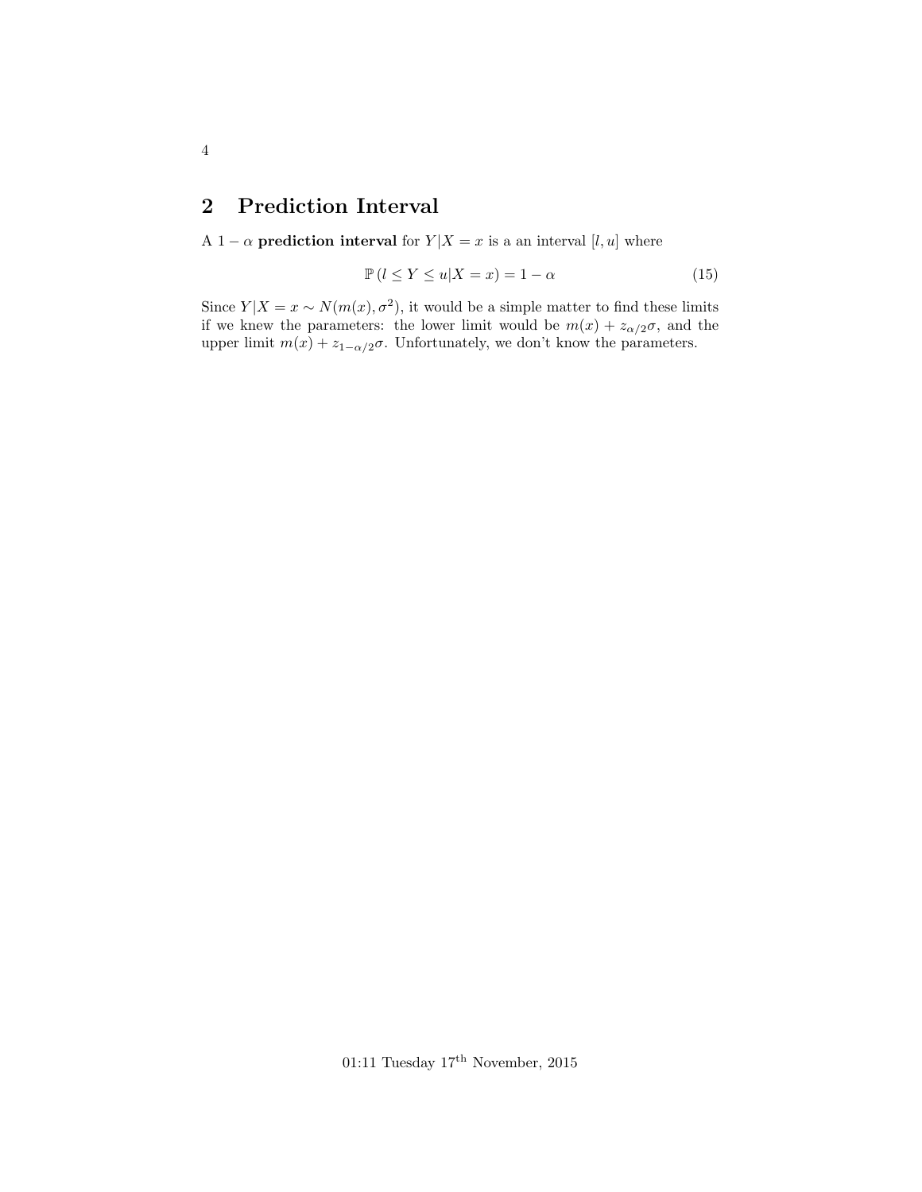## 2 Prediction Interval

A $1 - \alpha$ **prediction interval** for $Y|X = x$ is a an interval $[l, u]$ where

$$\mathbb{P}\left(l \leq Y \leq u | X = x\right) = 1 - \alpha \tag{15}$$

Since $Y|X = x \sim N(m(x), \sigma^2)$, it would be a simple matter to find these limits if we knew the parameters: the lower limit would be $m(x) + z_{\alpha/2}\sigma$, and the upper limit $m(x) + z_{1-\alpha/2}\sigma$. Unfortunately, we don't know the parameters.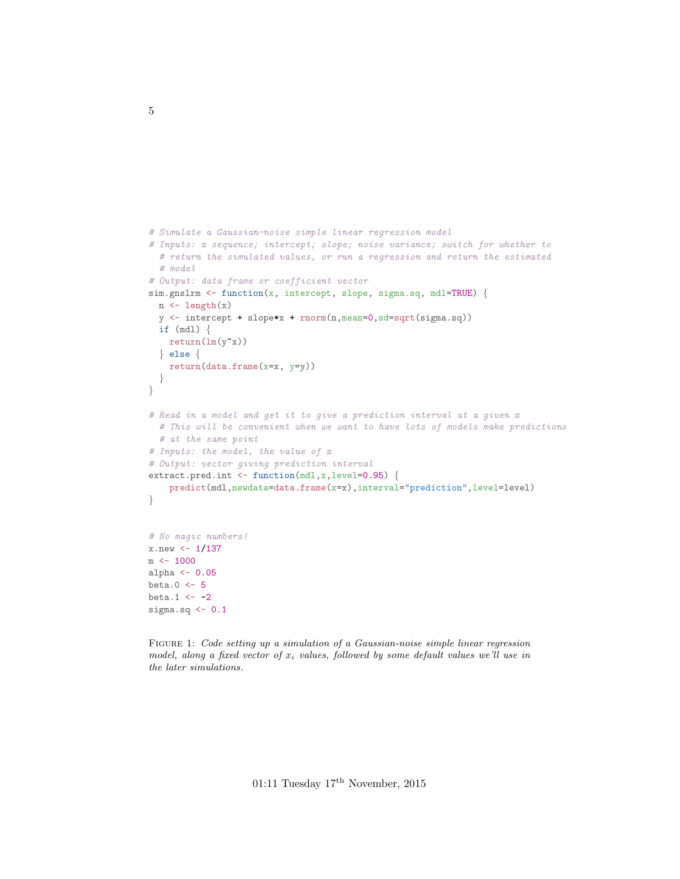```r
# Simulate a Gaussian-noise simple linear regression model
# Inputs: x sequence; intercept; slope; noise variance; switch for whether to
  # return the simulated values, or run a regression and return the estimated
  # model
# Output: data frame or coefficient vector
sim.gnslrm <- function(x, intercept, slope, sigma.sq, mdl=TRUE) {
  n <- length(x)
  y <- intercept + slope*x + rnorm(n,mean=0,sd=sqrt(sigma.sq))
  if (mdl) {
    return(lm(y~x))
  } else {
    return(data.frame(x=x, y=y))
  }
}

# Read in a model and get it to give a prediction interval at a given x
  # This will be convenient when we want to have lots of models make predictions
  # at the same point
# Inputs: the model, the value of x
# Output: vector giving prediction interval
extract.pred.int <- function(mdl,x,level=0.95) {
    predict(mdl,newdata=data.frame(x=x),interval="prediction",level=level)
}


# No magic numbers!
x.new <- 1/137
m <- 1000
alpha <- 0.05
beta.0 <- 5
beta.1 <- -2
sigma.sq <- 0.1
```

Figure 1: *Code setting up a simulation of a Gaussian-noise simple linear regression model, along a fixed vector of $x_i$ values, followed by some default values we'll use in the later simulations.*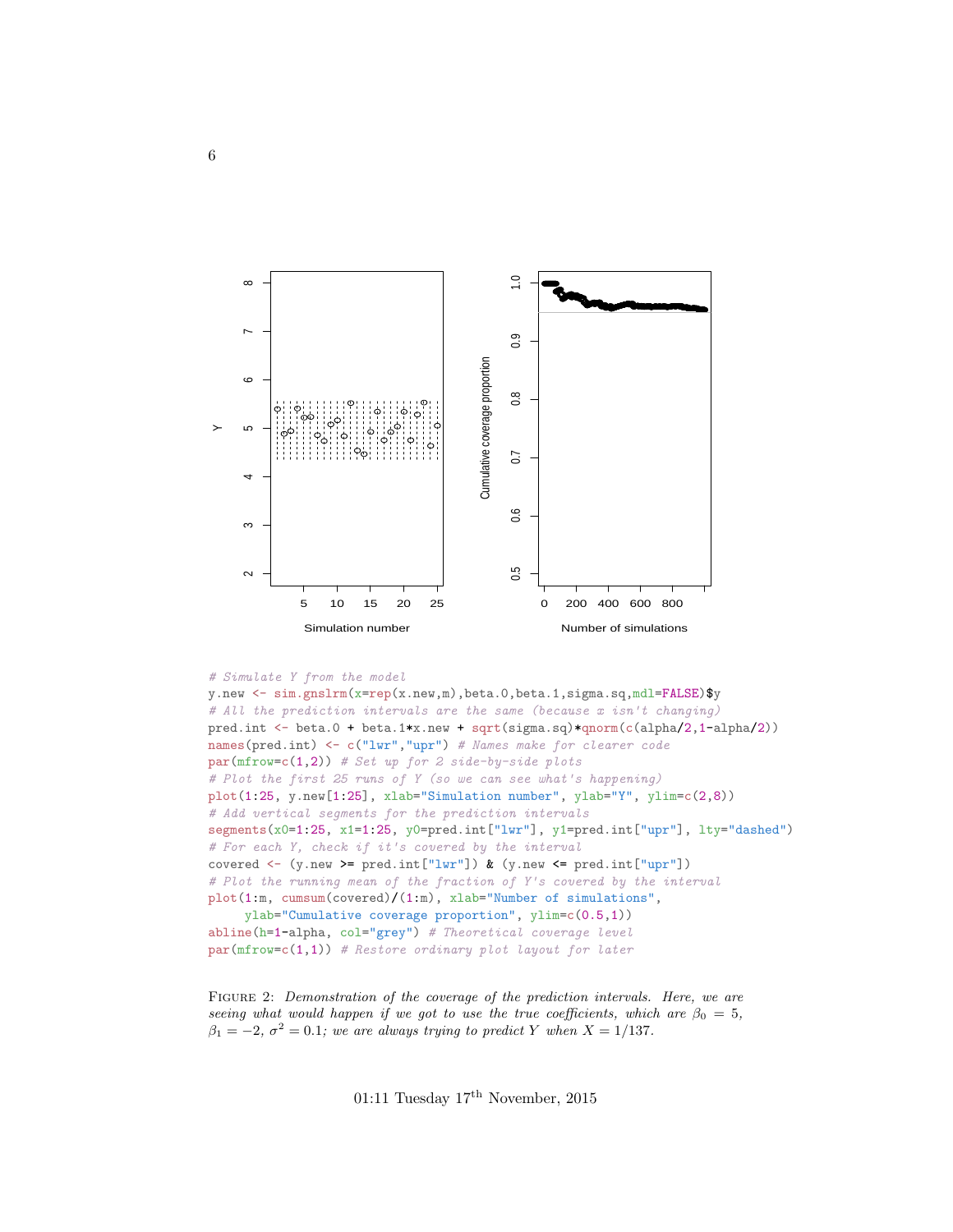```r
# Simulate Y from the model
y.new <- sim.gnslrm(x=rep(x.new,m),beta.0,beta.1,sigma.sq,mdl=FALSE)$y
# All the prediction intervals are the same (because x isn't changing)
pred.int <- beta.0 + beta.1*x.new + sqrt(sigma.sq)*qnorm(c(alpha/2,1-alpha/2))
names(pred.int) <- c("lwr","upr") # Names make for clearer code
par(mfrow=c(1,2)) # Set up for 2 side-by-side plots
# Plot the first 25 runs of Y (so we can see what's happening)
plot(1:25, y.new[1:25], xlab="Simulation number", ylab="Y", ylim=c(2,8))
# Add vertical segments for the prediction intervals
segments(x0=1:25, x1=1:25, y0=pred.int["lwr"], y1=pred.int["upr"], lty="dashed")
# For each Y, check if it's covered by the interval
covered <- (y.new >= pred.int["lwr"]) & (y.new <= pred.int["upr"])
# Plot the running mean of the fraction of Y's covered by the interval
plot(1:m, cumsum(covered)/(1:m), xlab="Number of simulations",
     ylab="Cumulative coverage proportion", ylim=c(0.5,1))
abline(h=1-alpha, col="grey") # Theoretical coverage level
par(mfrow=c(1,1)) # Restore ordinary plot layout for later
```

FIGURE 2: *Demonstration of the coverage of the prediction intervals. Here, we are seeing what would happen if we got to use the true coefficients, which are $\beta_0 = 5$, $\beta_1 = -2$, $\sigma^2 = 0.1$; we are always trying to predict $Y$ when $X = 1/137$.*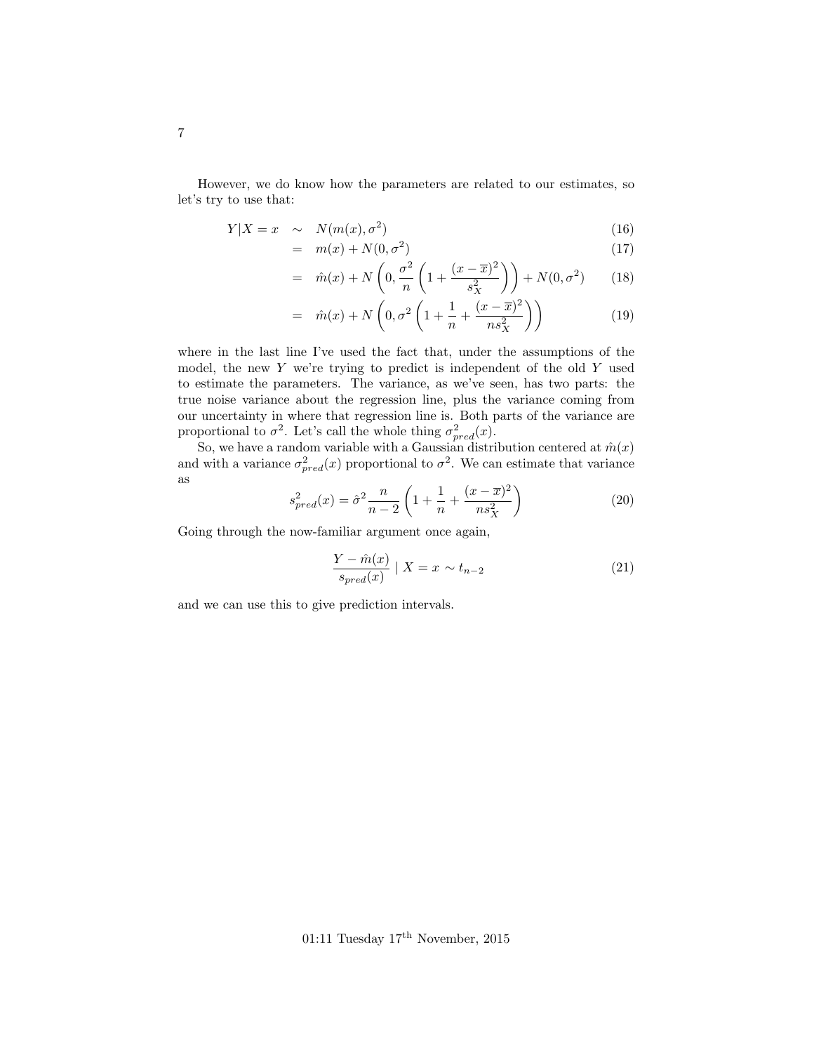However, we do know how the parameters are related to our estimates, so let's try to use that:

$$
\begin{aligned}
Y|X = x &\sim N(m(x), \sigma^2) && (16)\\
&= m(x) + N(0, \sigma^2) && (17)\\
&= \hat{m}(x) + N\left(0, \frac{\sigma^2}{n}\left(1 + \frac{(x - \overline{x})^2}{s_X^2}\right)\right) + N(0, \sigma^2) && (18)\\
&= \hat{m}(x) + N\left(0, \sigma^2\left(1 + \frac{1}{n} + \frac{(x - \overline{x})^2}{n s_X^2}\right)\right) && (19)
\end{aligned}
$$

where in the last line I've used the fact that, under the assumptions of the model, the new $Y$ we're trying to predict is independent of the old $Y$ used to estimate the parameters. The variance, as we've seen, has two parts: the true noise variance about the regression line, plus the variance coming from our uncertainty in where that regression line is. Both parts of the variance are proportional to $\sigma^2$. Let's call the whole thing $\sigma^2_{pred}(x)$.

So, we have a random variable with a Gaussian distribution centered at $\hat{m}(x)$ and with a variance $\sigma^2_{pred}(x)$ proportional to $\sigma^2$. We can estimate that variance as

$$
s^2_{pred}(x) = \hat{\sigma}^2 \frac{n}{n-2}\left(1 + \frac{1}{n} + \frac{(x - \overline{x})^2}{n s_X^2}\right) \tag{20}
$$

Going through the now-familiar argument once again,

$$
\frac{Y - \hat{m}(x)}{s_{pred}(x)} \mid X = x \sim t_{n-2} \tag{21}
$$

and we can use this to give prediction intervals.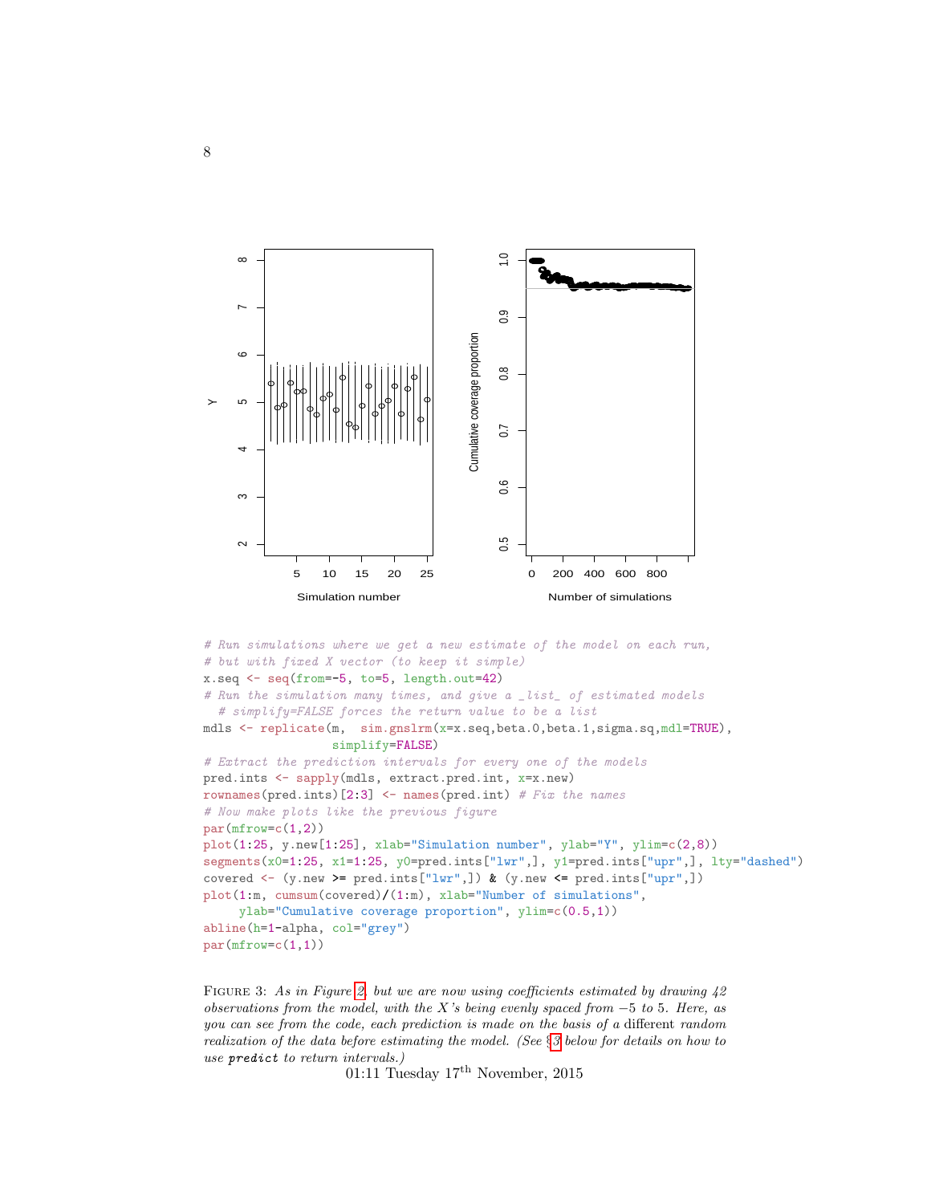```r
# Run simulations where we get a new estimate of the model on each run,
# but with fixed X vector (to keep it simple)
x.seq <- seq(from=-5, to=5, length.out=42)
# Run the simulation many times, and give a _list_ of estimated models
  # simplify=FALSE forces the return value to be a list
mdls <- replicate(m,  sim.gnslrm(x=x.seq,beta.0,beta.1,sigma.sq,mdl=TRUE),
                  simplify=FALSE)
# Extract the prediction intervals for every one of the models
pred.ints <- sapply(mdls, extract.pred.int, x=x.new)
rownames(pred.ints)[2:3] <- names(pred.int) # Fix the names
# Now make plots like the previous figure
par(mfrow=c(1,2))
plot(1:25, y.new[1:25], xlab="Simulation number", ylab="Y", ylim=c(2,8))
segments(x0=1:25, x1=1:25, y0=pred.ints["lwr",], y1=pred.ints["upr",], lty="dashed")
covered <- (y.new >= pred.ints["lwr",]) & (y.new <= pred.ints["upr",])
plot(1:m, cumsum(covered)/(1:m), xlab="Number of simulations",
     ylab="Cumulative coverage proportion", ylim=c(0.5,1))
abline(h=1-alpha, col="grey")
par(mfrow=c(1,1))
```

FIGURE 3: *As in Figure 2, but we are now using coefficients estimated by drawing 42 observations from the model, with the $X$'s being evenly spaced from $-5$ to 5. Here, as you can see from the code, each prediction is made on the basis of a* different *random realization of the data before estimating the model. (See §3 below for details on how to use* `predict` *to return intervals.)*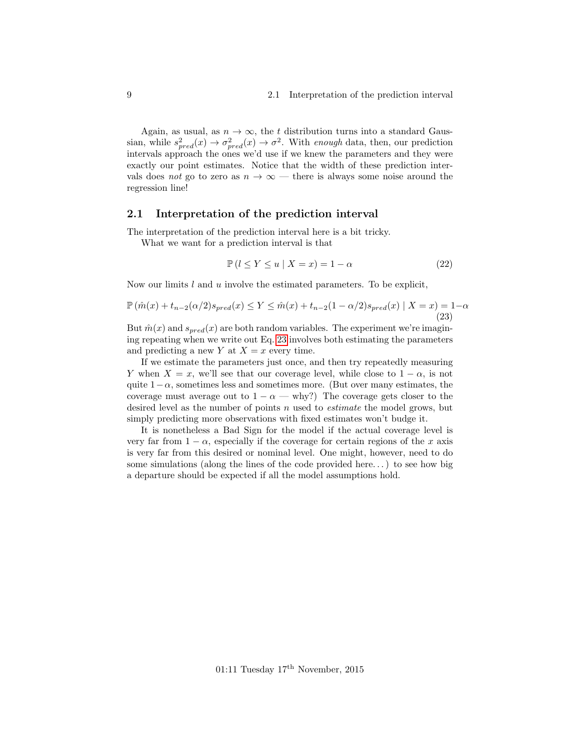Again, as usual, as $n \to \infty$, the $t$ distribution turns into a standard Gaussian, while $s^2_{pred}(x) \to \sigma^2_{pred}(x) \to \sigma^2$. With *enough* data, then, our prediction intervals approach the ones we'd use if we knew the parameters and they were exactly our point estimates. Notice that the width of these prediction intervals does *not* go to zero as $n \to \infty$ — there is always some noise around the regression line!

## 2.1 Interpretation of the prediction interval

The interpretation of the prediction interval here is a bit tricky.

What we want for a prediction interval is that

$$\mathbb{P}\left(l \leq Y \leq u \mid X = x\right) = 1 - \alpha \tag{22}$$

Now our limits $l$ and $u$ involve the estimated parameters. To be explicit,

$$\mathbb{P}\left(\hat{m}(x) + t_{n-2}(\alpha/2)s_{pred}(x) \leq Y \leq \hat{m}(x) + t_{n-2}(1-\alpha/2)s_{pred}(x) \mid X = x\right) = 1-\alpha \tag{23}$$

But $\hat{m}(x)$ and $s_{pred}(x)$ are both random variables. The experiment we're imagining repeating when we write out Eq. 23 involves both estimating the parameters and predicting a new $Y$ at $X = x$ every time.

If we estimate the parameters just once, and then try repeatedly measuring $Y$ when $X = x$, we'll see that our coverage level, while close to $1 - \alpha$, is not quite $1 - \alpha$, sometimes less and sometimes more. (But over many estimates, the coverage must average out to $1 - \alpha$ — why?) The coverage gets closer to the desired level as the number of points $n$ used to *estimate* the model grows, but simply predicting more observations with fixed estimates won't budge it.

It is nonetheless a Bad Sign for the model if the actual coverage level is very far from $1 - \alpha$, especially if the coverage for certain regions of the $x$ axis is very far from this desired or nominal level. One might, however, need to do some simulations (along the lines of the code provided here...) to see how big a departure should be expected if all the model assumptions hold.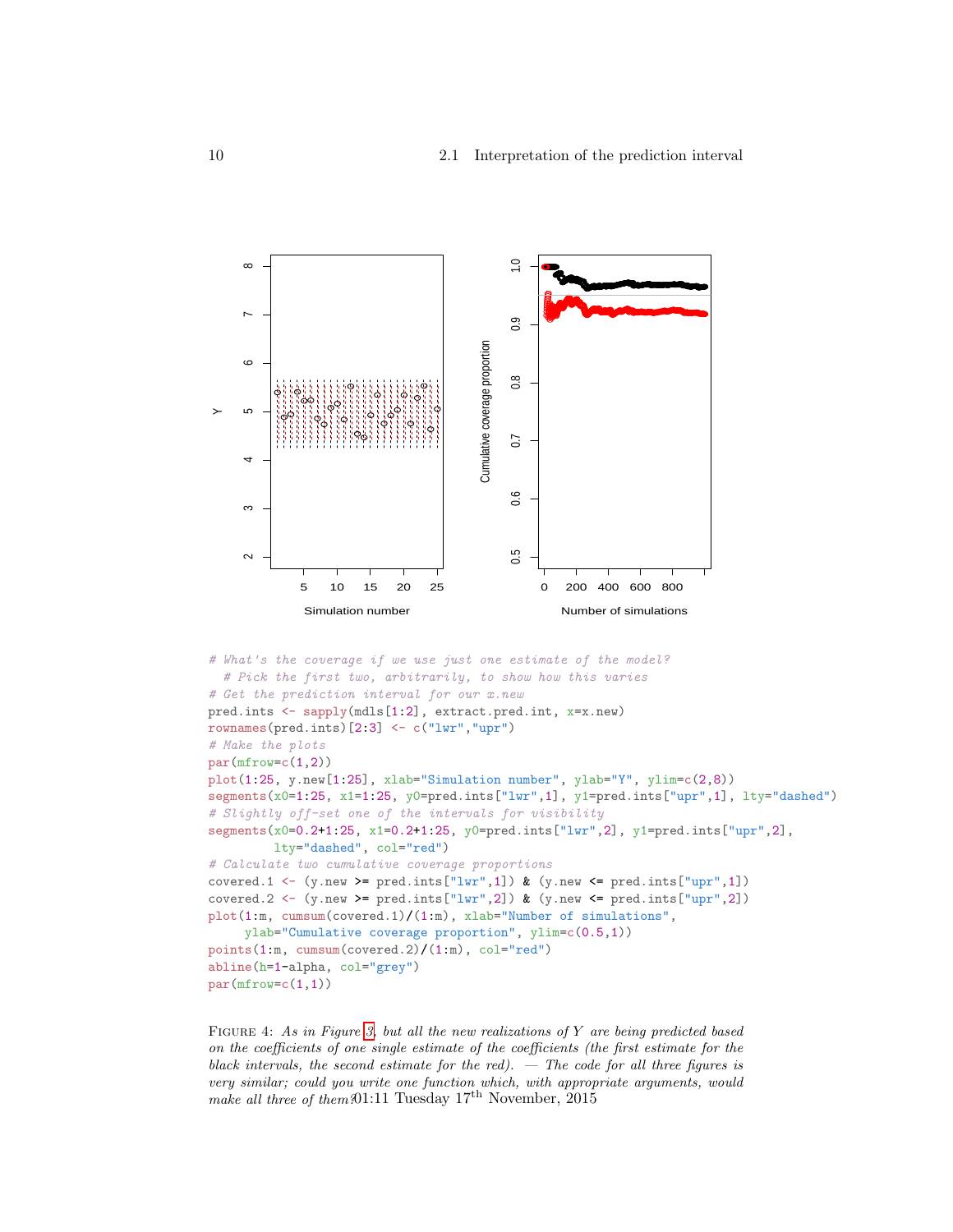```r
# What's the coverage if we use just one estimate of the model?
  # Pick the first two, arbitrarily, to show how this varies
# Get the prediction interval for our x.new
pred.ints <- sapply(mdls[1:2], extract.pred.int, x=x.new)
rownames(pred.ints)[2:3] <- c("lwr","upr")
# Make the plots
par(mfrow=c(1,2))
plot(1:25, y.new[1:25], xlab="Simulation number", ylab="Y", ylim=c(2,8))
segments(x0=1:25, x1=1:25, y0=pred.ints["lwr",1], y1=pred.ints["upr",1], lty="dashed")
# Slightly off-set one of the intervals for visibility
segments(x0=0.2+1:25, x1=0.2+1:25, y0=pred.ints["lwr",2], y1=pred.ints["upr",2],
         lty="dashed", col="red")
# Calculate two cumulative coverage proportions
covered.1 <- (y.new >= pred.ints["lwr",1]) & (y.new <= pred.ints["upr",1])
covered.2 <- (y.new >= pred.ints["lwr",2]) & (y.new <= pred.ints["upr",2])
plot(1:m, cumsum(covered.1)/(1:m), xlab="Number of simulations",
     ylab="Cumulative coverage proportion", ylim=c(0.5,1))
points(1:m, cumsum(covered.2)/(1:m), col="red")
abline(h=1-alpha, col="grey")
par(mfrow=c(1,1))
```

FIGURE 4: *As in Figure 3, but all the new realizations of $Y$ are being predicted based on the coefficients of one single estimate of the coefficients (the first estimate for the black intervals, the second estimate for the red). — The code for all three figures is very similar; could you write one function which, with appropriate arguments, would make all three of them?*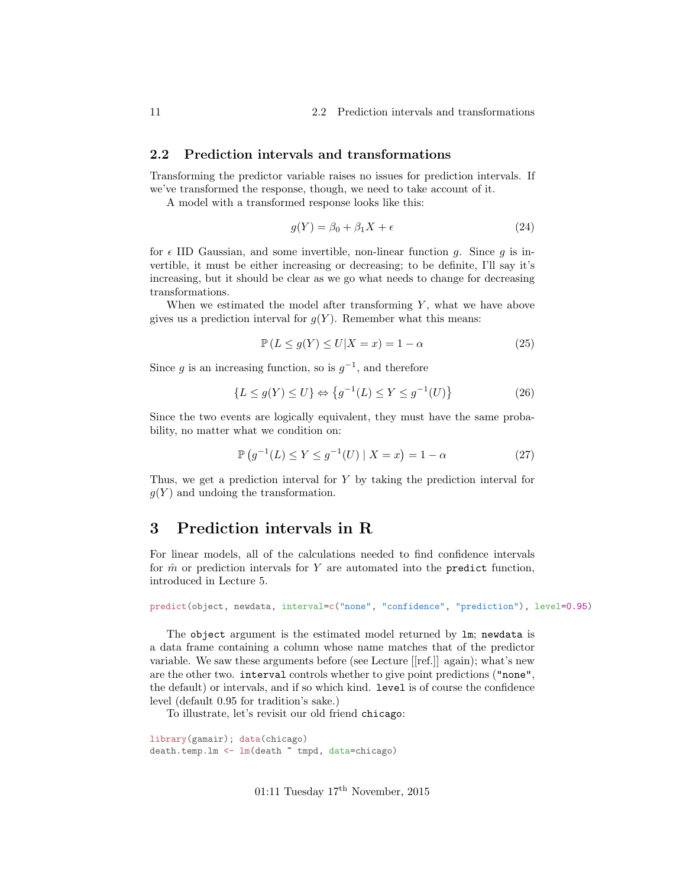## 2.2 Prediction intervals and transformations

Transforming the predictor variable raises no issues for prediction intervals. If we've transformed the response, though, we need to take account of it.

A model with a transformed response looks like this:

$$g(Y) = \beta_0 + \beta_1 X + \epsilon \tag{24}$$

for $\epsilon$ IID Gaussian, and some invertible, non-linear function $g$. Since $g$ is invertible, it must be either increasing or decreasing; to be definite, I'll say it's increasing, but it should be clear as we go what needs to change for decreasing transformations.

When we estimated the model after transforming $Y$, what we have above gives us a prediction interval for $g(Y)$. Remember what this means:

$$\mathbb{P}\left(L \leq g(Y) \leq U | X = x\right) = 1 - \alpha \tag{25}$$

Since $g$ is an increasing function, so is $g^{-1}$, and therefore

$$\{L \leq g(Y) \leq U\} \Leftrightarrow \left\{g^{-1}(L) \leq Y \leq g^{-1}(U)\right\} \tag{26}$$

Since the two events are logically equivalent, they must have the same probability, no matter what we condition on:

$$\mathbb{P}\left(g^{-1}(L) \leq Y \leq g^{-1}(U) \mid X = x\right) = 1 - \alpha \tag{27}$$

Thus, we get a prediction interval for $Y$ by taking the prediction interval for $g(Y)$ and undoing the transformation.

# 3 Prediction intervals in R

For linear models, all of the calculations needed to find confidence intervals for $\hat{m}$ or prediction intervals for $Y$ are automated into the `predict` function, introduced in Lecture 5.

```
predict(object, newdata, interval=c("none", "confidence", "prediction"), level=0.95)
```

The `object` argument is the estimated model returned by `lm`; `newdata` is a data frame containing a column whose name matches that of the predictor variable. We saw these arguments before (see Lecture [[ref.]] again); what's new are the other two. `interval` controls whether to give point predictions (`"none"`, the default) or intervals, and if so which kind. `level` is of course the confidence level (default 0.95 for tradition's sake.)

To illustrate, let's revisit our old friend `chicago`:

```
library(gamair); data(chicago)
death.temp.lm <- lm(death ~ tmpd, data=chicago)
```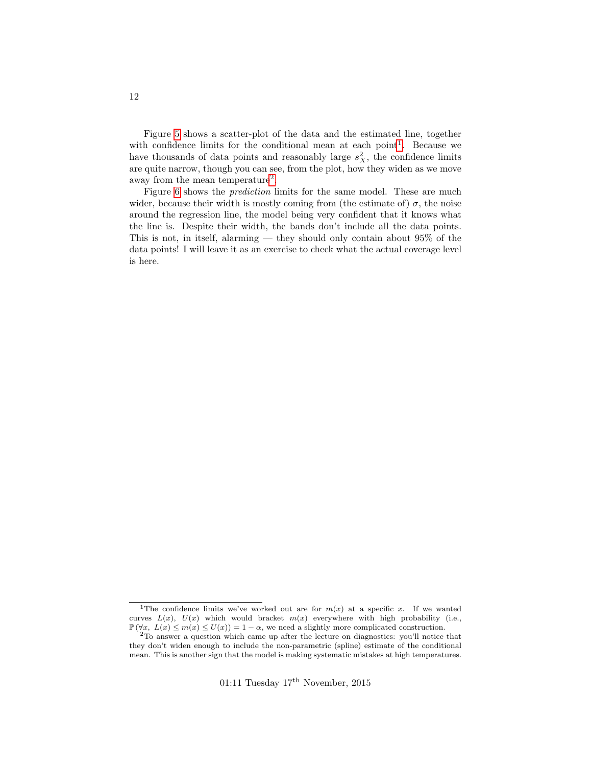Figure 5 shows a scatter-plot of the data and the estimated line, together with confidence limits for the conditional mean at each point[1]. Because we have thousands of data points and reasonably large $s_X^2$, the confidence limits are quite narrow, though you can see, from the plot, how they widen as we move away from the mean temperature[2].

Figure 6 shows the *prediction* limits for the same model. These are much wider, because their width is mostly coming from (the estimate of) $\sigma$, the noise around the regression line, the model being very confident that it knows what the line is. Despite their width, the bands don't include all the data points. This is not, in itself, alarming — they should only contain about 95% of the data points! I will leave it as an exercise to check what the actual coverage level is here.

---

[1] The confidence limits we've worked out are for $m(x)$ at a specific $x$. If we wanted curves $L(x)$, $U(x)$ which would bracket $m(x)$ everywhere with high probability (i.e., $\mathbb{P}(\forall x,\ L(x) \leq m(x) \leq U(x)) = 1 - \alpha$, we need a slightly more complicated construction.

[2] To answer a question which came up after the lecture on diagnostics: you'll notice that they don't widen enough to include the non-parametric (spline) estimate of the conditional mean. This is another sign that the model is making systematic mistakes at high temperatures.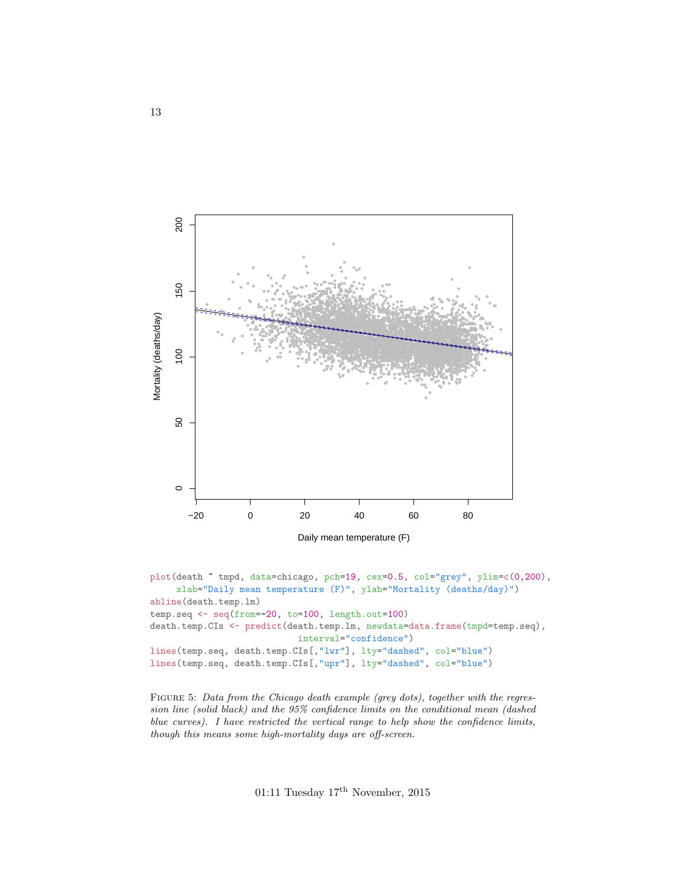```
plot(death ~ tmpd, data=chicago, pch=19, cex=0.5, col="grey", ylim=c(0,200),
     xlab="Daily mean temperature (F)", ylab="Mortality (deaths/day)")
abline(death.temp.lm)
temp.seq <- seq(from=-20, to=100, length.out=100)
death.temp.CIs <- predict(death.temp.lm, newdata=data.frame(tmpd=temp.seq),
                          interval="confidence")
lines(temp.seq, death.temp.CIs[,"lwr"], lty="dashed", col="blue")
lines(temp.seq, death.temp.CIs[,"upr"], lty="dashed", col="blue")
```

FIGURE 5: *Data from the Chicago death example (grey dots), together with the regression line (solid black) and the 95% confidence limits on the conditional mean (dashed blue curves). I have restricted the vertical range to help show the confidence limits, though this means some high-mortality days are off-screen.*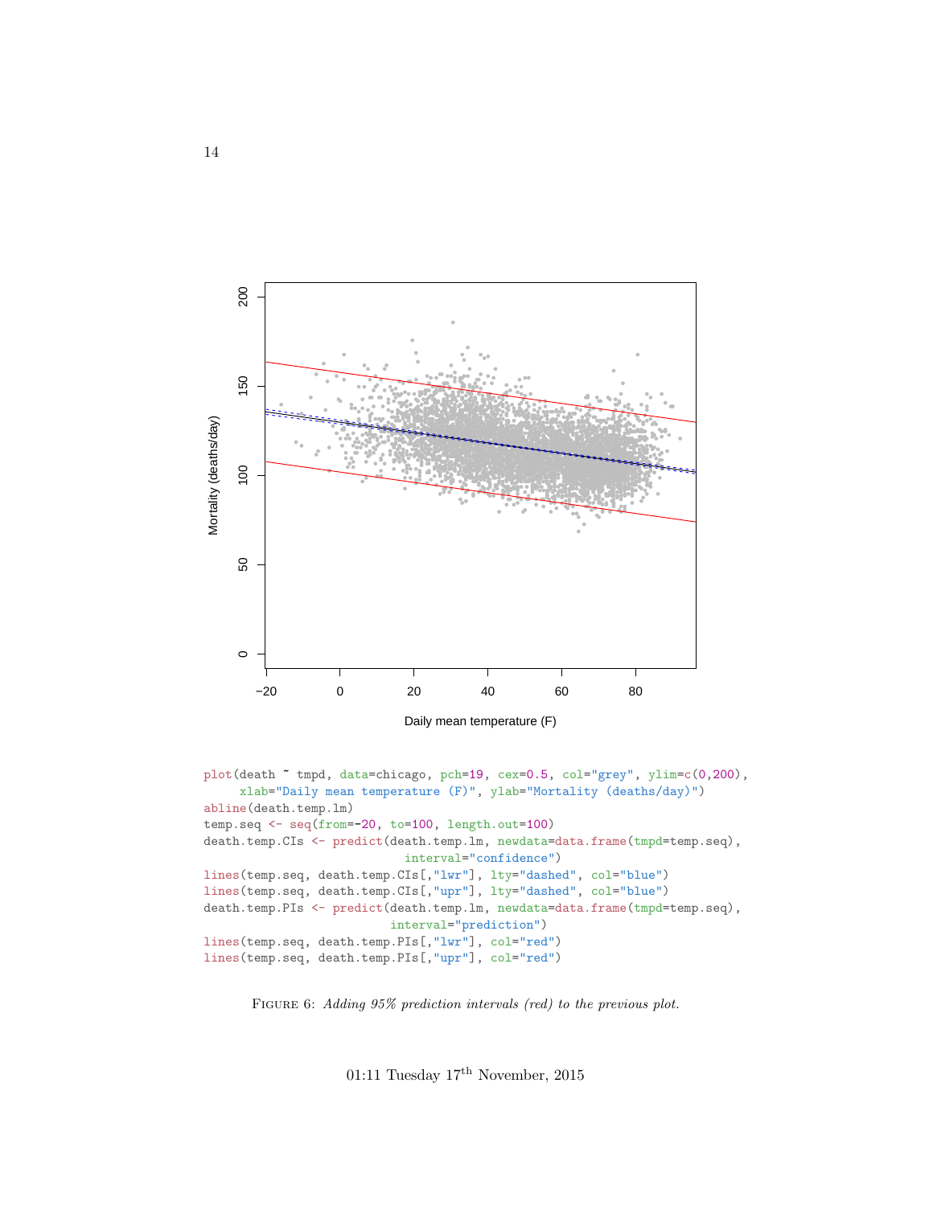200

150

100

50

0

−20

0

20

40

60

80

Mortality (deaths/day)

Daily mean temperature (F)

```
plot(death ~ tmpd, data=chicago, pch=19, cex=0.5, col="grey", ylim=c(0,200),
     xlab="Daily mean temperature (F)", ylab="Mortality (deaths/day)")
abline(death.temp.lm)
temp.seq <- seq(from=-20, to=100, length.out=100)
death.temp.CIs <- predict(death.temp.lm, newdata=data.frame(tmpd=temp.seq),
                          interval="confidence")
lines(temp.seq, death.temp.CIs[,"lwr"], lty="dashed", col="blue")
lines(temp.seq, death.temp.CIs[,"upr"], lty="dashed", col="blue")
death.temp.PIs <- predict(death.temp.lm, newdata=data.frame(tmpd=temp.seq),
                         interval="prediction")
lines(temp.seq, death.temp.PIs[,"lwr"], col="red")
lines(temp.seq, death.temp.PIs[,"upr"], col="red")
```

FIGURE 6: *Adding 95% prediction intervals (red) to the previous plot.*